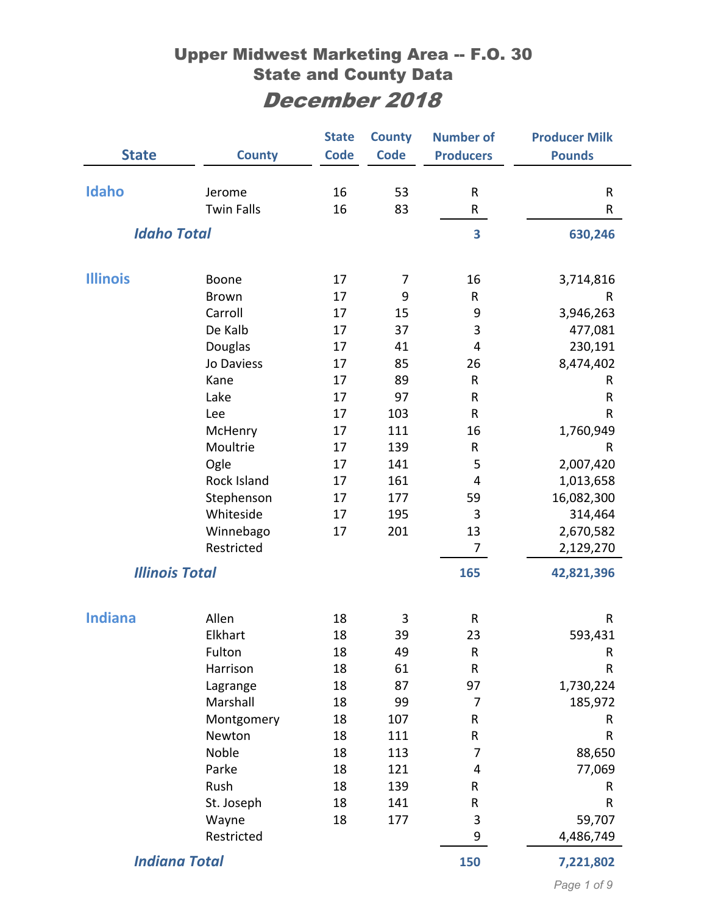# Upper Midwest Marketing Area -- F.O. 30
## State and County Data
## *December 2018*

| State | County | State Code | County Code | Number of Producers | Producer Milk Pounds |
|---|---|---|---|---|---|
| **Idaho** | Jerome | 16 | 53 | R | R |
| | Twin Falls | 16 | 83 | R | R |
| ***Idaho Total*** | | | | **3** | **630,246** |
| **Illinois** | Boone | 17 | 7 | 16 | 3,714,816 |
| | Brown | 17 | 9 | R | R |
| | Carroll | 17 | 15 | 9 | 3,946,263 |
| | De Kalb | 17 | 37 | 3 | 477,081 |
| | Douglas | 17 | 41 | 4 | 230,191 |
| | Jo Daviess | 17 | 85 | 26 | 8,474,402 |
| | Kane | 17 | 89 | R | R |
| | Lake | 17 | 97 | R | R |
| | Lee | 17 | 103 | R | R |
| | McHenry | 17 | 111 | 16 | 1,760,949 |
| | Moultrie | 17 | 139 | R | R |
| | Ogle | 17 | 141 | 5 | 2,007,420 |
| | Rock Island | 17 | 161 | 4 | 1,013,658 |
| | Stephenson | 17 | 177 | 59 | 16,082,300 |
| | Whiteside | 17 | 195 | 3 | 314,464 |
| | Winnebago | 17 | 201 | 13 | 2,670,582 |
| | Restricted | | | 7 | 2,129,270 |
| ***Illinois Total*** | | | | **165** | **42,821,396** |
| **Indiana** | Allen | 18 | 3 | R | R |
| | Elkhart | 18 | 39 | 23 | 593,431 |
| | Fulton | 18 | 49 | R | R |
| | Harrison | 18 | 61 | R | R |
| | Lagrange | 18 | 87 | 97 | 1,730,224 |
| | Marshall | 18 | 99 | 7 | 185,972 |
| | Montgomery | 18 | 107 | R | R |
| | Newton | 18 | 111 | R | R |
| | Noble | 18 | 113 | 7 | 88,650 |
| | Parke | 18 | 121 | 4 | 77,069 |
| | Rush | 18 | 139 | R | R |
| | St. Joseph | 18 | 141 | R | R |
| | Wayne | 18 | 177 | 3 | 59,707 |
| | Restricted | | | 9 | 4,486,749 |
| ***Indiana Total*** | | | | **150** | **7,221,802** |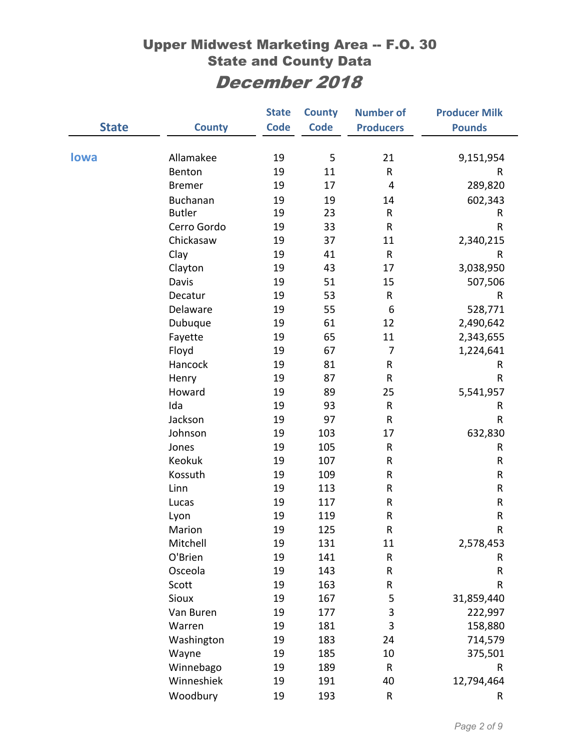# Upper Midwest Marketing Area -- F.O. 30
## State and County Data
## *December 2018*

| State | County | State Code | County Code | Number of Producers | Producer Milk Pounds |
|---|---|---|---|---|---|
| Iowa | Allamakee | 19 | 5 | 21 | 9,151,954 |
| | Benton | 19 | 11 | R | R |
| | Bremer | 19 | 17 | 4 | 289,820 |
| | Buchanan | 19 | 19 | 14 | 602,343 |
| | Butler | 19 | 23 | R | R |
| | Cerro Gordo | 19 | 33 | R | R |
| | Chickasaw | 19 | 37 | 11 | 2,340,215 |
| | Clay | 19 | 41 | R | R |
| | Clayton | 19 | 43 | 17 | 3,038,950 |
| | Davis | 19 | 51 | 15 | 507,506 |
| | Decatur | 19 | 53 | R | R |
| | Delaware | 19 | 55 | 6 | 528,771 |
| | Dubuque | 19 | 61 | 12 | 2,490,642 |
| | Fayette | 19 | 65 | 11 | 2,343,655 |
| | Floyd | 19 | 67 | 7 | 1,224,641 |
| | Hancock | 19 | 81 | R | R |
| | Henry | 19 | 87 | R | R |
| | Howard | 19 | 89 | 25 | 5,541,957 |
| | Ida | 19 | 93 | R | R |
| | Jackson | 19 | 97 | R | R |
| | Johnson | 19 | 103 | 17 | 632,830 |
| | Jones | 19 | 105 | R | R |
| | Keokuk | 19 | 107 | R | R |
| | Kossuth | 19 | 109 | R | R |
| | Linn | 19 | 113 | R | R |
| | Lucas | 19 | 117 | R | R |
| | Lyon | 19 | 119 | R | R |
| | Marion | 19 | 125 | R | R |
| | Mitchell | 19 | 131 | 11 | 2,578,453 |
| | O'Brien | 19 | 141 | R | R |
| | Osceola | 19 | 143 | R | R |
| | Scott | 19 | 163 | R | R |
| | Sioux | 19 | 167 | 5 | 31,859,440 |
| | Van Buren | 19 | 177 | 3 | 222,997 |
| | Warren | 19 | 181 | 3 | 158,880 |
| | Washington | 19 | 183 | 24 | 714,579 |
| | Wayne | 19 | 185 | 10 | 375,501 |
| | Winnebago | 19 | 189 | R | R |
| | Winneshiek | 19 | 191 | 40 | 12,794,464 |
| | Woodbury | 19 | 193 | R | R |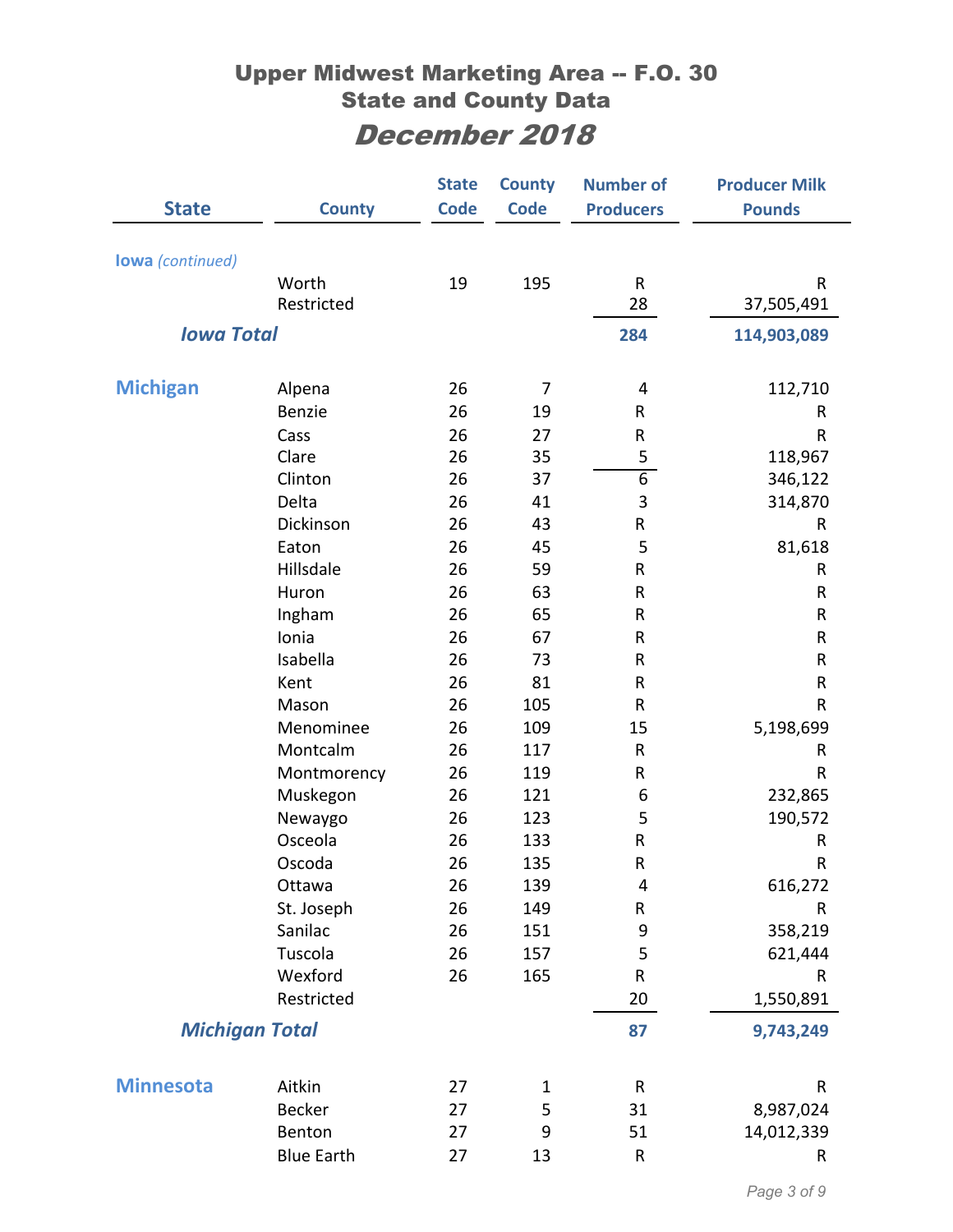# Upper Midwest Marketing Area -- F.O. 30
## State and County Data
## *December 2018*

| State | County | State Code | County Code | Number of Producers | Producer Milk Pounds |
|---|---|---|---|---|---|
| **Iowa** *(continued)* | | | | | |
| | Worth | 19 | 195 | R | R |
| | Restricted | | | 28 | 37,505,491 |
| ***Iowa Total*** | | | | **284** | **114,903,089** |
| **Michigan** | Alpena | 26 | 7 | 4 | 112,710 |
| | Benzie | 26 | 19 | R | R |
| | Cass | 26 | 27 | R | R |
| | Clare | 26 | 35 | 5 | 118,967 |
| | Clinton | 26 | 37 | 6 | 346,122 |
| | Delta | 26 | 41 | 3 | 314,870 |
| | Dickinson | 26 | 43 | R | R |
| | Eaton | 26 | 45 | 5 | 81,618 |
| | Hillsdale | 26 | 59 | R | R |
| | Huron | 26 | 63 | R | R |
| | Ingham | 26 | 65 | R | R |
| | Ionia | 26 | 67 | R | R |
| | Isabella | 26 | 73 | R | R |
| | Kent | 26 | 81 | R | R |
| | Mason | 26 | 105 | R | R |
| | Menominee | 26 | 109 | 15 | 5,198,699 |
| | Montcalm | 26 | 117 | R | R |
| | Montmorency | 26 | 119 | R | R |
| | Muskegon | 26 | 121 | 6 | 232,865 |
| | Newaygo | 26 | 123 | 5 | 190,572 |
| | Osceola | 26 | 133 | R | R |
| | Oscoda | 26 | 135 | R | R |
| | Ottawa | 26 | 139 | 4 | 616,272 |
| | St. Joseph | 26 | 149 | R | R |
| | Sanilac | 26 | 151 | 9 | 358,219 |
| | Tuscola | 26 | 157 | 5 | 621,444 |
| | Wexford | 26 | 165 | R | R |
| | Restricted | | | 20 | 1,550,891 |
| ***Michigan Total*** | | | | **87** | **9,743,249** |
| **Minnesota** | Aitkin | 27 | 1 | R | R |
| | Becker | 27 | 5 | 31 | 8,987,024 |
| | Benton | 27 | 9 | 51 | 14,012,339 |
| | Blue Earth | 27 | 13 | R | R |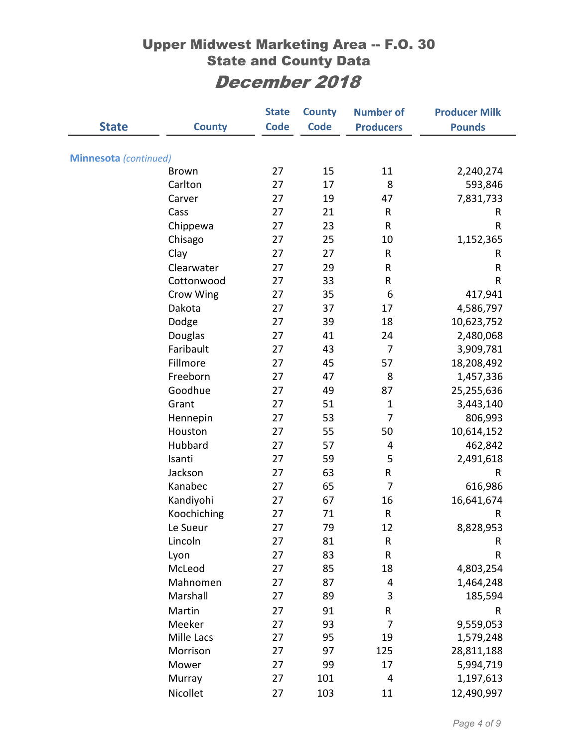# Upper Midwest Marketing Area -- F.O. 30
## State and County Data
## *December 2018*

| State | County | State Code | County Code | Number of Producers | Producer Milk Pounds |
|---|---|---|---|---|---|
| **Minnesota** *(continued)* | | | | | |
| | Brown | 27 | 15 | 11 | 2,240,274 |
| | Carlton | 27 | 17 | 8 | 593,846 |
| | Carver | 27 | 19 | 47 | 7,831,733 |
| | Cass | 27 | 21 | R | R |
| | Chippewa | 27 | 23 | R | R |
| | Chisago | 27 | 25 | 10 | 1,152,365 |
| | Clay | 27 | 27 | R | R |
| | Clearwater | 27 | 29 | R | R |
| | Cottonwood | 27 | 33 | R | R |
| | Crow Wing | 27 | 35 | 6 | 417,941 |
| | Dakota | 27 | 37 | 17 | 4,586,797 |
| | Dodge | 27 | 39 | 18 | 10,623,752 |
| | Douglas | 27 | 41 | 24 | 2,480,068 |
| | Faribault | 27 | 43 | 7 | 3,909,781 |
| | Fillmore | 27 | 45 | 57 | 18,208,492 |
| | Freeborn | 27 | 47 | 8 | 1,457,336 |
| | Goodhue | 27 | 49 | 87 | 25,255,636 |
| | Grant | 27 | 51 | 1 | 3,443,140 |
| | Hennepin | 27 | 53 | 7 | 806,993 |
| | Houston | 27 | 55 | 50 | 10,614,152 |
| | Hubbard | 27 | 57 | 4 | 462,842 |
| | Isanti | 27 | 59 | 5 | 2,491,618 |
| | Jackson | 27 | 63 | R | R |
| | Kanabec | 27 | 65 | 7 | 616,986 |
| | Kandiyohi | 27 | 67 | 16 | 16,641,674 |
| | Koochiching | 27 | 71 | R | R |
| | Le Sueur | 27 | 79 | 12 | 8,828,953 |
| | Lincoln | 27 | 81 | R | R |
| | Lyon | 27 | 83 | R | R |
| | McLeod | 27 | 85 | 18 | 4,803,254 |
| | Mahnomen | 27 | 87 | 4 | 1,464,248 |
| | Marshall | 27 | 89 | 3 | 185,594 |
| | Martin | 27 | 91 | R | R |
| | Meeker | 27 | 93 | 7 | 9,559,053 |
| | Mille Lacs | 27 | 95 | 19 | 1,579,248 |
| | Morrison | 27 | 97 | 125 | 28,811,188 |
| | Mower | 27 | 99 | 17 | 5,994,719 |
| | Murray | 27 | 101 | 4 | 1,197,613 |
| | Nicollet | 27 | 103 | 11 | 12,490,997 |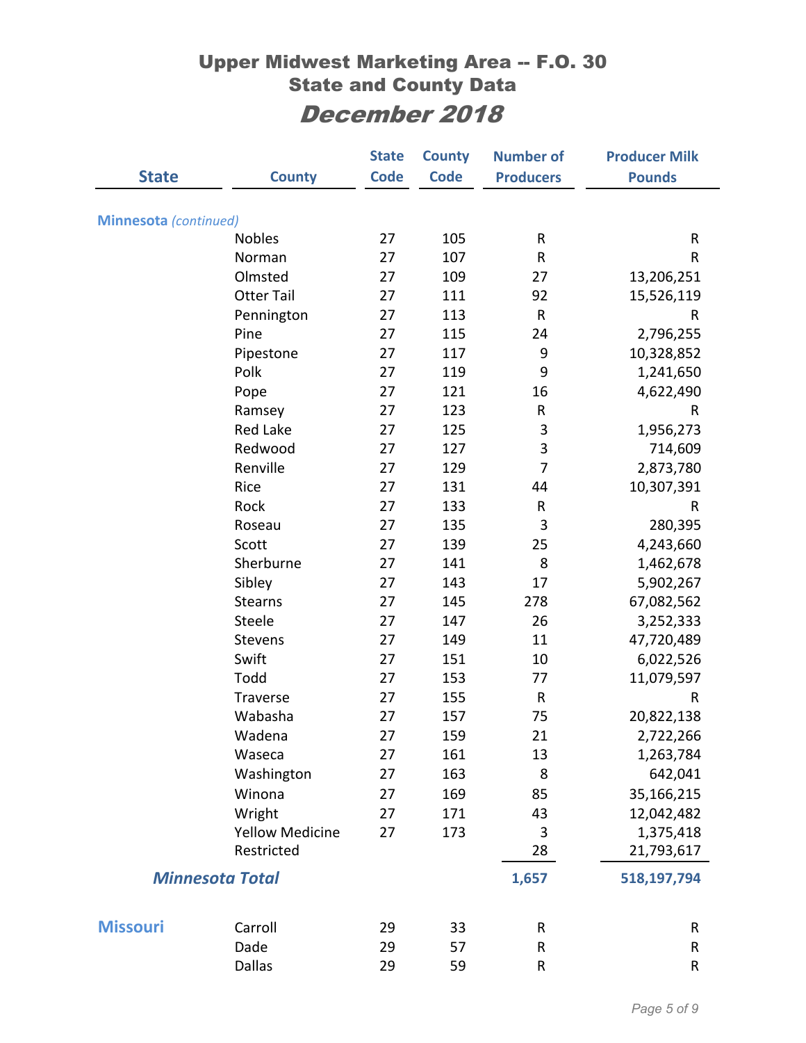# Upper Midwest Marketing Area -- F.O. 30
## State and County Data
## *December 2018*

| State | County | State Code | County Code | Number of Producers | Producer Milk Pounds |
|---|---|---|---|---|---|
| **Minnesota** *(continued)* | | | | | |
| | Nobles | 27 | 105 | R | R |
| | Norman | 27 | 107 | R | R |
| | Olmsted | 27 | 109 | 27 | 13,206,251 |
| | Otter Tail | 27 | 111 | 92 | 15,526,119 |
| | Pennington | 27 | 113 | R | R |
| | Pine | 27 | 115 | 24 | 2,796,255 |
| | Pipestone | 27 | 117 | 9 | 10,328,852 |
| | Polk | 27 | 119 | 9 | 1,241,650 |
| | Pope | 27 | 121 | 16 | 4,622,490 |
| | Ramsey | 27 | 123 | R | R |
| | Red Lake | 27 | 125 | 3 | 1,956,273 |
| | Redwood | 27 | 127 | 3 | 714,609 |
| | Renville | 27 | 129 | 7 | 2,873,780 |
| | Rice | 27 | 131 | 44 | 10,307,391 |
| | Rock | 27 | 133 | R | R |
| | Roseau | 27 | 135 | 3 | 280,395 |
| | Scott | 27 | 139 | 25 | 4,243,660 |
| | Sherburne | 27 | 141 | 8 | 1,462,678 |
| | Sibley | 27 | 143 | 17 | 5,902,267 |
| | Stearns | 27 | 145 | 278 | 67,082,562 |
| | Steele | 27 | 147 | 26 | 3,252,333 |
| | Stevens | 27 | 149 | 11 | 47,720,489 |
| | Swift | 27 | 151 | 10 | 6,022,526 |
| | Todd | 27 | 153 | 77 | 11,079,597 |
| | Traverse | 27 | 155 | R | R |
| | Wabasha | 27 | 157 | 75 | 20,822,138 |
| | Wadena | 27 | 159 | 21 | 2,722,266 |
| | Waseca | 27 | 161 | 13 | 1,263,784 |
| | Washington | 27 | 163 | 8 | 642,041 |
| | Winona | 27 | 169 | 85 | 35,166,215 |
| | Wright | 27 | 171 | 43 | 12,042,482 |
| | Yellow Medicine | 27 | 173 | 3 | 1,375,418 |
| | Restricted | | | 28 | 21,793,617 |
| ***Minnesota Total*** | | | | **1,657** | **518,197,794** |
| **Missouri** | Carroll | 29 | 33 | R | R |
| | Dade | 29 | 57 | R | R |
| | Dallas | 29 | 59 | R | R |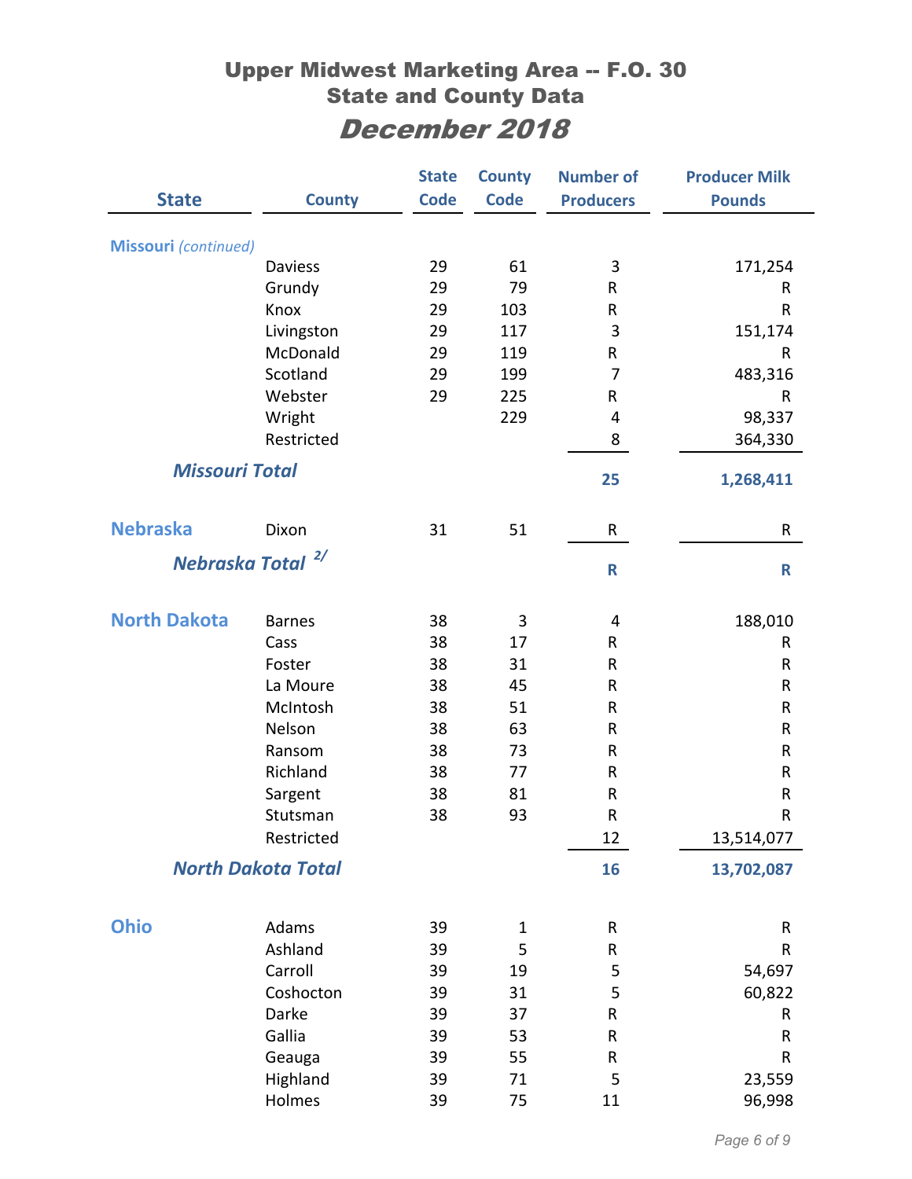# Upper Midwest Marketing Area -- F.O. 30
## State and County Data
## *December 2018*

| State | County | State Code | County Code | Number of Producers | Producer Milk Pounds |
|---|---|---|---|---|---|
| **Missouri** *(continued)* | | | | | |
| | Daviess | 29 | 61 | 3 | 171,254 |
| | Grundy | 29 | 79 | R | R |
| | Knox | 29 | 103 | R | R |
| | Livingston | 29 | 117 | 3 | 151,174 |
| | McDonald | 29 | 119 | R | R |
| | Scotland | 29 | 199 | 7 | 483,316 |
| | Webster | 29 | 225 | R | R |
| | Wright | | 229 | 4 | 98,337 |
| | Restricted | | | 8 | 364,330 |
| ***Missouri Total*** | | | | **25** | **1,268,411** |
| **Nebraska** | Dixon | 31 | 51 | R | R |
| ***Nebraska Total*** [2/] | | | | **R** | **R** |
| **North Dakota** | Barnes | 38 | 3 | 4 | 188,010 |
| | Cass | 38 | 17 | R | R |
| | Foster | 38 | 31 | R | R |
| | La Moure | 38 | 45 | R | R |
| | McIntosh | 38 | 51 | R | R |
| | Nelson | 38 | 63 | R | R |
| | Ransom | 38 | 73 | R | R |
| | Richland | 38 | 77 | R | R |
| | Sargent | 38 | 81 | R | R |
| | Stutsman | 38 | 93 | R | R |
| | Restricted | | | 12 | 13,514,077 |
| ***North Dakota Total*** | | | | **16** | **13,702,087** |
| **Ohio** | Adams | 39 | 1 | R | R |
| | Ashland | 39 | 5 | R | R |
| | Carroll | 39 | 19 | 5 | 54,697 |
| | Coshocton | 39 | 31 | 5 | 60,822 |
| | Darke | 39 | 37 | R | R |
| | Gallia | 39 | 53 | R | R |
| | Geauga | 39 | 55 | R | R |
| | Highland | 39 | 71 | 5 | 23,559 |
| | Holmes | 39 | 75 | 11 | 96,998 |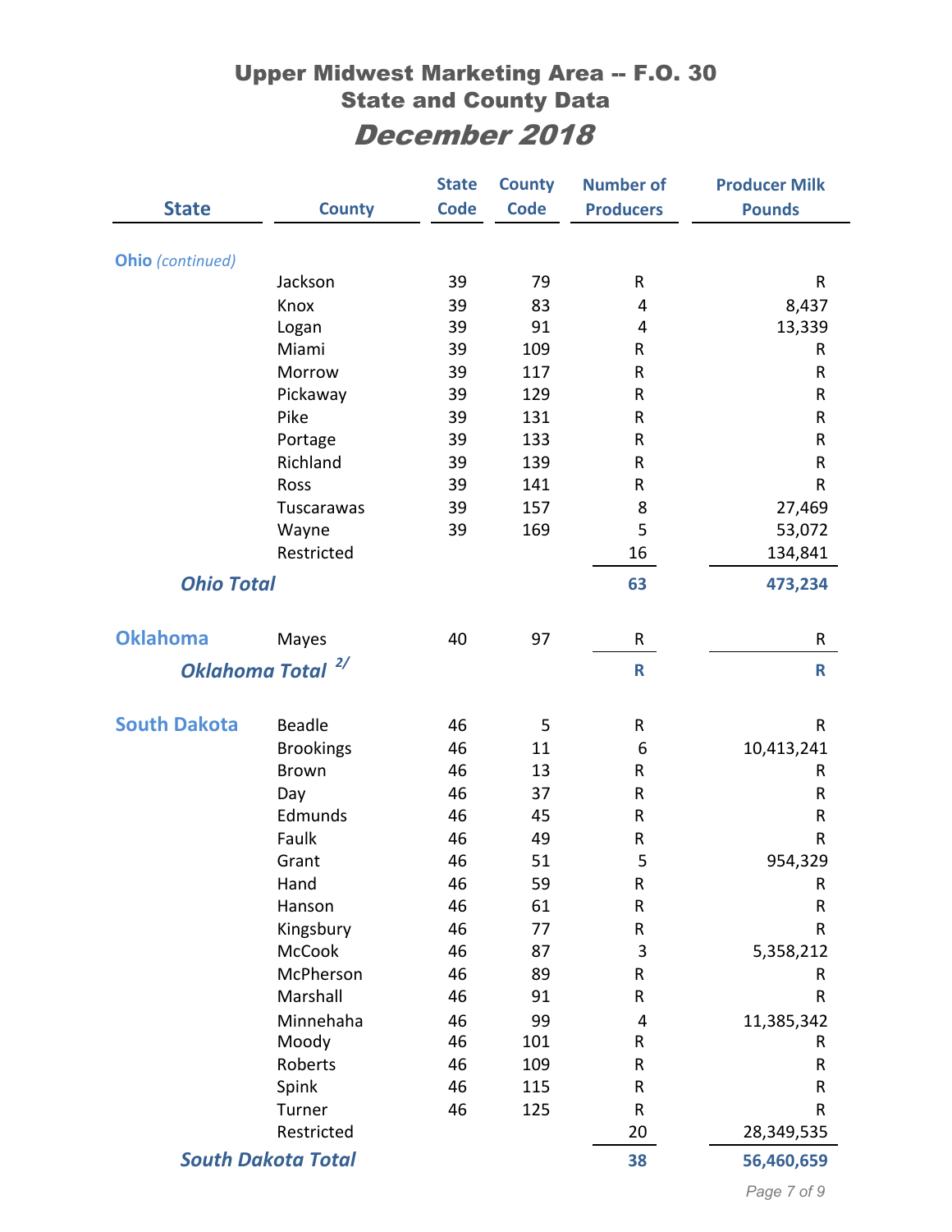# Upper Midwest Marketing Area -- F.O. 30
## State and County Data
## *December 2018*

| State | County | State Code | County Code | Number of Producers | Producer Milk Pounds |
|---|---|---|---|---|---|
| **Ohio** *(continued)* | | | | | |
| | Jackson | 39 | 79 | R | R |
| | Knox | 39 | 83 | 4 | 8,437 |
| | Logan | 39 | 91 | 4 | 13,339 |
| | Miami | 39 | 109 | R | R |
| | Morrow | 39 | 117 | R | R |
| | Pickaway | 39 | 129 | R | R |
| | Pike | 39 | 131 | R | R |
| | Portage | 39 | 133 | R | R |
| | Richland | 39 | 139 | R | R |
| | Ross | 39 | 141 | R | R |
| | Tuscarawas | 39 | 157 | 8 | 27,469 |
| | Wayne | 39 | 169 | 5 | 53,072 |
| | Restricted | | | 16 | 134,841 |
| ***Ohio Total*** | | | | **63** | **473,234** |
| **Oklahoma** | Mayes | 40 | 97 | R | R |
| ***Oklahoma Total*** [2/] | | | | **R** | **R** |
| **South Dakota** | Beadle | 46 | 5 | R | R |
| | Brookings | 46 | 11 | 6 | 10,413,241 |
| | Brown | 46 | 13 | R | R |
| | Day | 46 | 37 | R | R |
| | Edmunds | 46 | 45 | R | R |
| | Faulk | 46 | 49 | R | R |
| | Grant | 46 | 51 | 5 | 954,329 |
| | Hand | 46 | 59 | R | R |
| | Hanson | 46 | 61 | R | R |
| | Kingsbury | 46 | 77 | R | R |
| | McCook | 46 | 87 | 3 | 5,358,212 |
| | McPherson | 46 | 89 | R | R |
| | Marshall | 46 | 91 | R | R |
| | Minnehaha | 46 | 99 | 4 | 11,385,342 |
| | Moody | 46 | 101 | R | R |
| | Roberts | 46 | 109 | R | R |
| | Spink | 46 | 115 | R | R |
| | Turner | 46 | 125 | R | R |
| | Restricted | | | 20 | 28,349,535 |
| ***South Dakota Total*** | | | | **38** | **56,460,659** |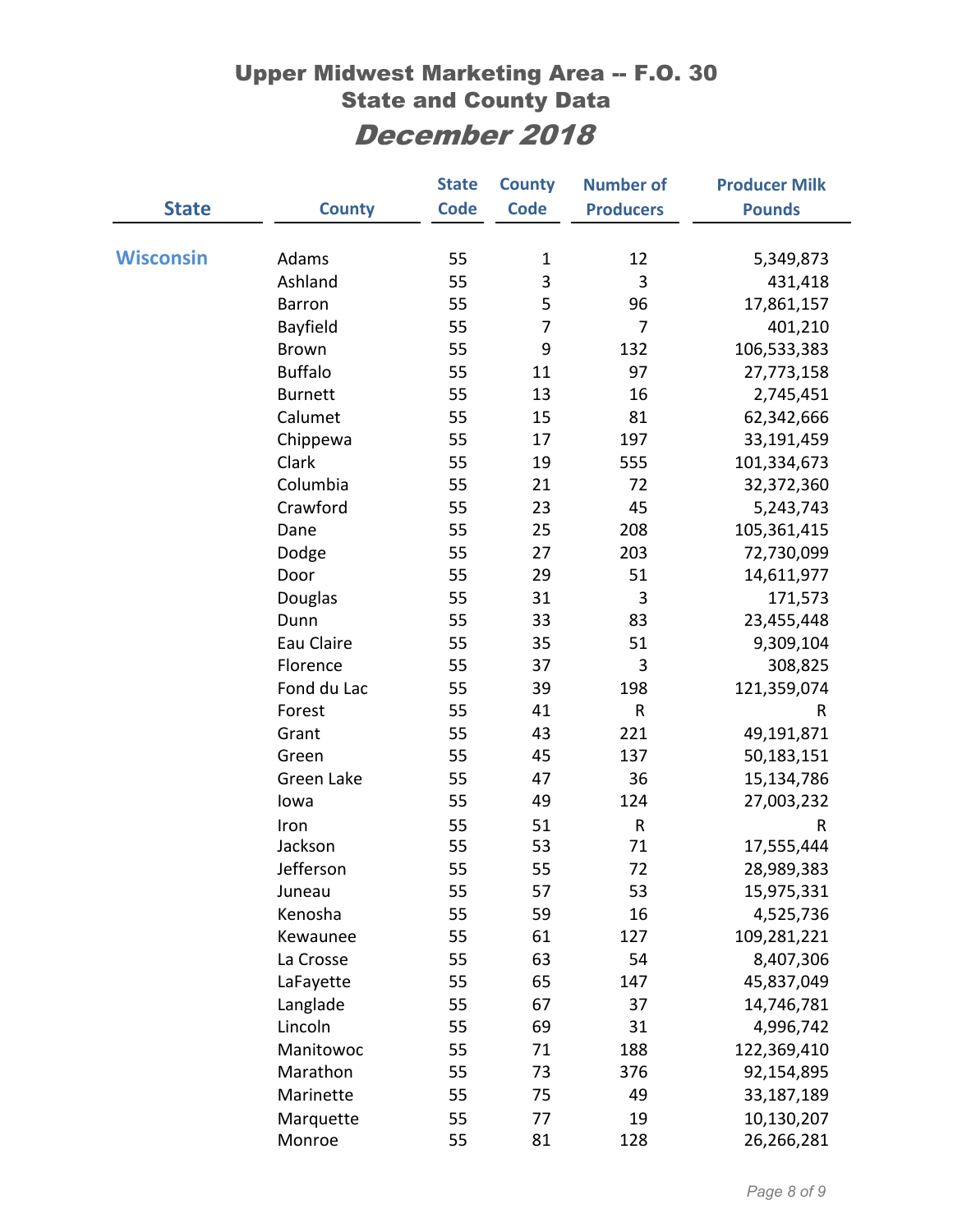# Upper Midwest Marketing Area -- F.O. 30
## State and County Data
## *December 2018*

| State | County | State Code | County Code | Number of Producers | Producer Milk Pounds |
|---|---|---|---|---|---|
| Wisconsin | Adams | 55 | 1 | 12 | 5,349,873 |
| | Ashland | 55 | 3 | 3 | 431,418 |
| | Barron | 55 | 5 | 96 | 17,861,157 |
| | Bayfield | 55 | 7 | 7 | 401,210 |
| | Brown | 55 | 9 | 132 | 106,533,383 |
| | Buffalo | 55 | 11 | 97 | 27,773,158 |
| | Burnett | 55 | 13 | 16 | 2,745,451 |
| | Calumet | 55 | 15 | 81 | 62,342,666 |
| | Chippewa | 55 | 17 | 197 | 33,191,459 |
| | Clark | 55 | 19 | 555 | 101,334,673 |
| | Columbia | 55 | 21 | 72 | 32,372,360 |
| | Crawford | 55 | 23 | 45 | 5,243,743 |
| | Dane | 55 | 25 | 208 | 105,361,415 |
| | Dodge | 55 | 27 | 203 | 72,730,099 |
| | Door | 55 | 29 | 51 | 14,611,977 |
| | Douglas | 55 | 31 | 3 | 171,573 |
| | Dunn | 55 | 33 | 83 | 23,455,448 |
| | Eau Claire | 55 | 35 | 51 | 9,309,104 |
| | Florence | 55 | 37 | 3 | 308,825 |
| | Fond du Lac | 55 | 39 | 198 | 121,359,074 |
| | Forest | 55 | 41 | R | R |
| | Grant | 55 | 43 | 221 | 49,191,871 |
| | Green | 55 | 45 | 137 | 50,183,151 |
| | Green Lake | 55 | 47 | 36 | 15,134,786 |
| | Iowa | 55 | 49 | 124 | 27,003,232 |
| | Iron | 55 | 51 | R | R |
| | Jackson | 55 | 53 | 71 | 17,555,444 |
| | Jefferson | 55 | 55 | 72 | 28,989,383 |
| | Juneau | 55 | 57 | 53 | 15,975,331 |
| | Kenosha | 55 | 59 | 16 | 4,525,736 |
| | Kewaunee | 55 | 61 | 127 | 109,281,221 |
| | La Crosse | 55 | 63 | 54 | 8,407,306 |
| | LaFayette | 55 | 65 | 147 | 45,837,049 |
| | Langlade | 55 | 67 | 37 | 14,746,781 |
| | Lincoln | 55 | 69 | 31 | 4,996,742 |
| | Manitowoc | 55 | 71 | 188 | 122,369,410 |
| | Marathon | 55 | 73 | 376 | 92,154,895 |
| | Marinette | 55 | 75 | 49 | 33,187,189 |
| | Marquette | 55 | 77 | 19 | 10,130,207 |
| | Monroe | 55 | 81 | 128 | 26,266,281 |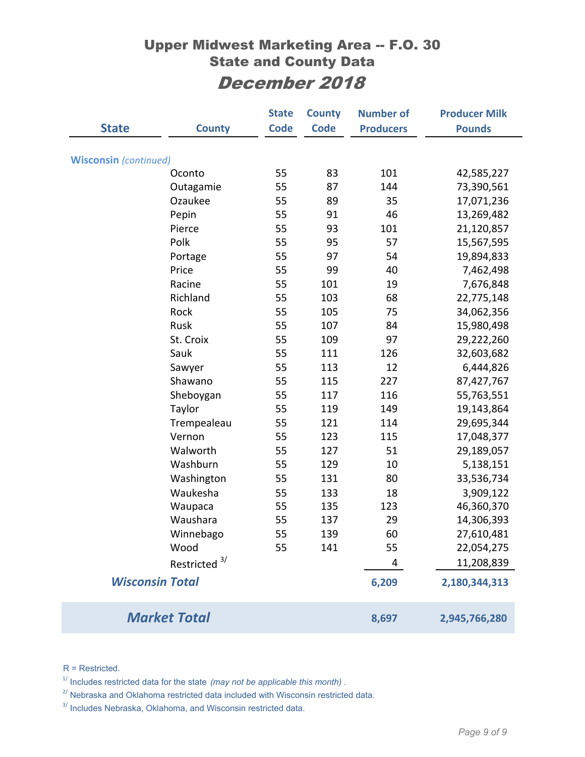# Upper Midwest Marketing Area -- F.O. 30
## State and County Data
## *December 2018*

| State | County | State Code | County Code | Number of Producers | Producer Milk Pounds |
|---|---|---|---|---|---|
| **Wisconsin** *(continued)* | | | | | |
| | Oconto | 55 | 83 | 101 | 42,585,227 |
| | Outagamie | 55 | 87 | 144 | 73,390,561 |
| | Ozaukee | 55 | 89 | 35 | 17,071,236 |
| | Pepin | 55 | 91 | 46 | 13,269,482 |
| | Pierce | 55 | 93 | 101 | 21,120,857 |
| | Polk | 55 | 95 | 57 | 15,567,595 |
| | Portage | 55 | 97 | 54 | 19,894,833 |
| | Price | 55 | 99 | 40 | 7,462,498 |
| | Racine | 55 | 101 | 19 | 7,676,848 |
| | Richland | 55 | 103 | 68 | 22,775,148 |
| | Rock | 55 | 105 | 75 | 34,062,356 |
| | Rusk | 55 | 107 | 84 | 15,980,498 |
| | St. Croix | 55 | 109 | 97 | 29,222,260 |
| | Sauk | 55 | 111 | 126 | 32,603,682 |
| | Sawyer | 55 | 113 | 12 | 6,444,826 |
| | Shawano | 55 | 115 | 227 | 87,427,767 |
| | Sheboygan | 55 | 117 | 116 | 55,763,551 |
| | Taylor | 55 | 119 | 149 | 19,143,864 |
| | Trempealeau | 55 | 121 | 114 | 29,695,344 |
| | Vernon | 55 | 123 | 115 | 17,048,377 |
| | Walworth | 55 | 127 | 51 | 29,189,057 |
| | Washburn | 55 | 129 | 10 | 5,138,151 |
| | Washington | 55 | 131 | 80 | 33,536,734 |
| | Waukesha | 55 | 133 | 18 | 3,909,122 |
| | Waupaca | 55 | 135 | 123 | 46,360,370 |
| | Waushara | 55 | 137 | 29 | 14,306,393 |
| | Winnebago | 55 | 139 | 60 | 27,610,481 |
| | Wood | 55 | 141 | 55 | 22,054,275 |
| | Restricted [3/] | | | 4 | 11,208,839 |
| ***Wisconsin Total*** | | | | **6,209** | **2,180,344,313** |
| ***Market Total*** | | | | **8,697** | **2,945,766,280** |

R = Restricted.

[1/] Includes restricted data for the state *(may not be applicable this month)* .

[2/] Nebraska and Oklahoma restricted data included with Wisconsin restricted data.

[3/] Includes Nebraska, Oklahoma, and Wisconsin restricted data.